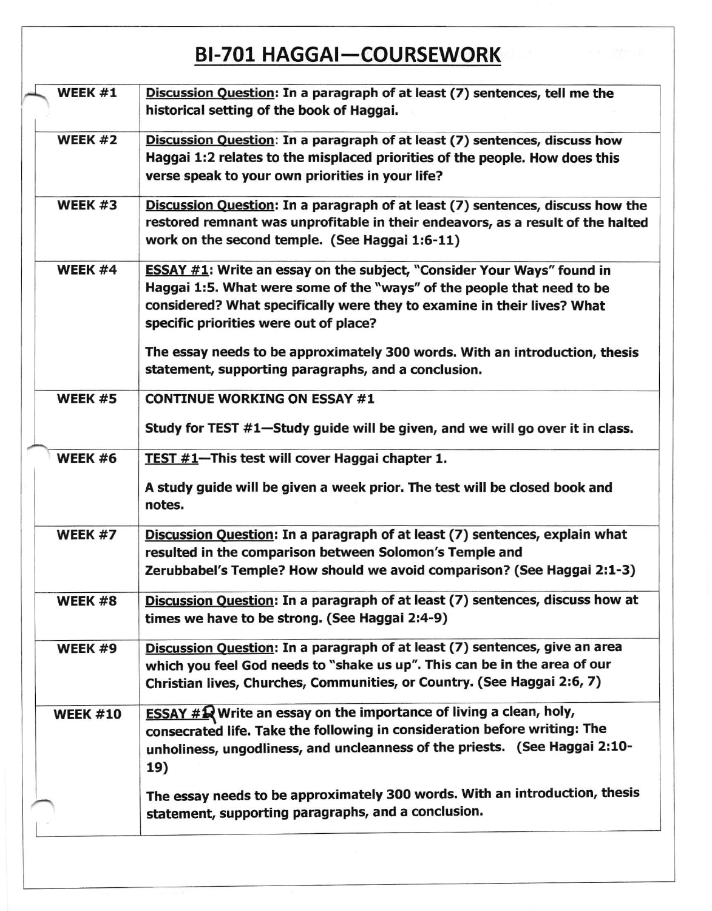# BI-701 HAGGAI—COURSEWORK

| | |
|---|---|
| WEEK #1 | **Discussion Question**: In a paragraph of at least (7) sentences, tell me the historical setting of the book of Haggai. |
| WEEK #2 | **Discussion Question**: In a paragraph of at least (7) sentences, discuss how Haggai 1:2 relates to the misplaced priorities of the people. How does this verse speak to your own priorities in your life? |
| WEEK #3 | **Discussion Question**: In a paragraph of at least (7) sentences, discuss how the restored remnant was unprofitable in their endeavors, as a result of the halted work on the second temple. (See Haggai 1:6-11) |
| WEEK #4 | **ESSAY #1**: Write an essay on the subject, "Consider Your Ways" found in Haggai 1:5. What were some of the "ways" of the people that need to be considered? What specifically were they to examine in their lives? What specific priorities were out of place? <br><br> The essay needs to be approximately 300 words. With an introduction, thesis statement, supporting paragraphs, and a conclusion. |
| WEEK #5 | CONTINUE WORKING ON ESSAY #1 <br><br> Study for TEST #1—Study guide will be given, and we will go over it in class. |
| WEEK #6 | **TEST #1**—This test will cover Haggai chapter 1. <br><br> A study guide will be given a week prior. The test will be closed book and notes. |
| WEEK #7 | **Discussion Question**: In a paragraph of at least (7) sentences, explain what resulted in the comparison between Solomon's Temple and Zerubbabel's Temple? How should we avoid comparison? (See Haggai 2:1-3) |
| WEEK #8 | **Discussion Question**: In a paragraph of at least (7) sentences, discuss how at times we have to be strong. (See Haggai 2:4-9) |
| WEEK #9 | **Discussion Question**: In a paragraph of at least (7) sentences, give an area which you feel God needs to "shake us up". This can be in the area of our Christian lives, Churches, Communities, or Country. (See Haggai 2:6, 7) |
| WEEK #10 | **ESSAY #2** Write an essay on the importance of living a clean, holy, consecrated life. Take the following in consideration before writing: The unholiness, ungodliness, and uncleanness of the priests. (See Haggai 2:10-19) <br><br> The essay needs to be approximately 300 words. With an introduction, thesis statement, supporting paragraphs, and a conclusion. |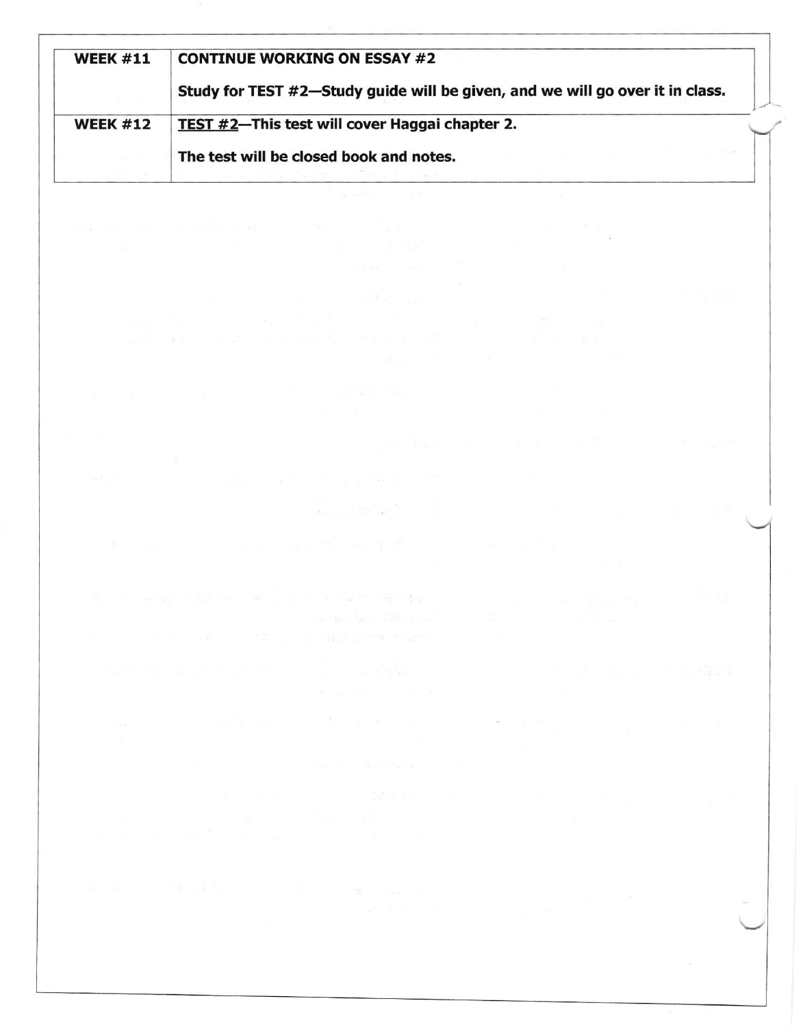| | |
|---|---|
| **WEEK #11** | **CONTINUE WORKING ON ESSAY #2**<br><br>**Study for TEST #2—Study guide will be given, and we will go over it in class.** |
| **WEEK #12** | **<u>TEST #2</u>—This test will cover Haggai chapter 2.**<br><br>**The test will be closed book and notes.** |